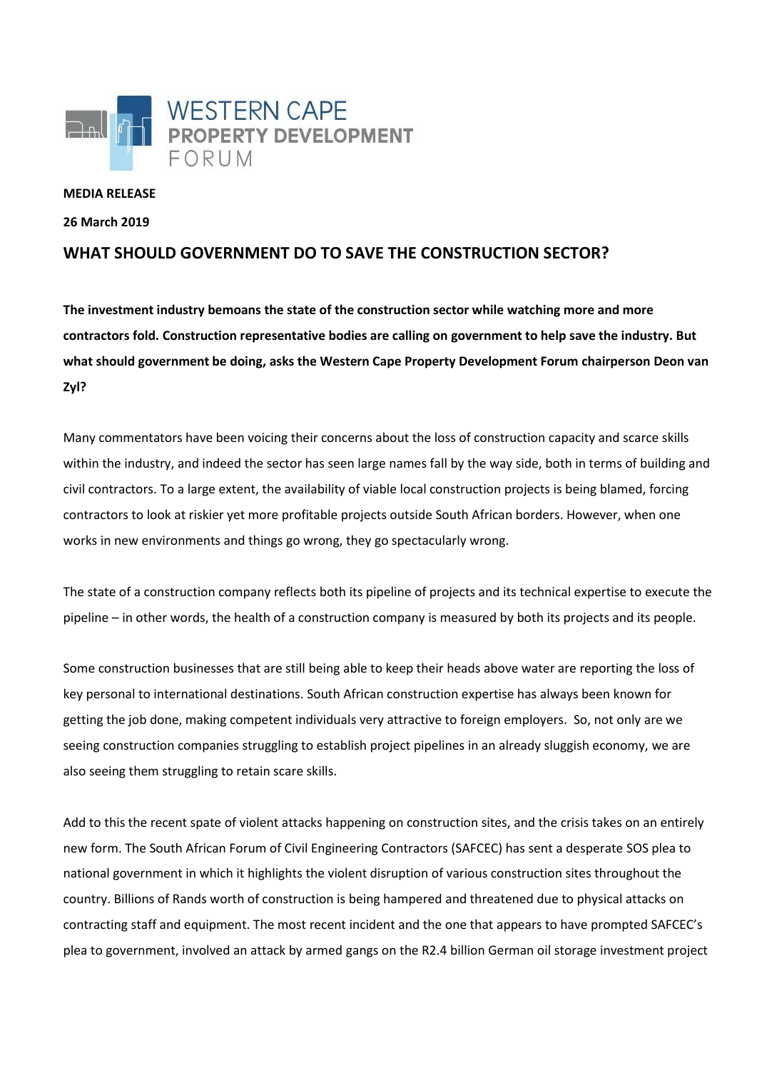WESTERN CAPE
PROPERTY DEVELOPMENT
FORUM

**MEDIA RELEASE**

**26 March 2019**

## WHAT SHOULD GOVERNMENT DO TO SAVE THE CONSTRUCTION SECTOR?

**The investment industry bemoans the state of the construction sector while watching more and more contractors fold. Construction representative bodies are calling on government to help save the industry. But what should government be doing, asks the Western Cape Property Development Forum chairperson Deon van Zyl?**

Many commentators have been voicing their concerns about the loss of construction capacity and scarce skills within the industry, and indeed the sector has seen large names fall by the way side, both in terms of building and civil contractors. To a large extent, the availability of viable local construction projects is being blamed, forcing contractors to look at riskier yet more profitable projects outside South African borders. However, when one works in new environments and things go wrong, they go spectacularly wrong.

The state of a construction company reflects both its pipeline of projects and its technical expertise to execute the pipeline – in other words, the health of a construction company is measured by both its projects and its people.

Some construction businesses that are still being able to keep their heads above water are reporting the loss of key personal to international destinations. South African construction expertise has always been known for getting the job done, making competent individuals very attractive to foreign employers. So, not only are we seeing construction companies struggling to establish project pipelines in an already sluggish economy, we are also seeing them struggling to retain scare skills.

Add to this the recent spate of violent attacks happening on construction sites, and the crisis takes on an entirely new form. The South African Forum of Civil Engineering Contractors (SAFCEC) has sent a desperate SOS plea to national government in which it highlights the violent disruption of various construction sites throughout the country. Billions of Rands worth of construction is being hampered and threatened due to physical attacks on contracting staff and equipment. The most recent incident and the one that appears to have prompted SAFCEC's plea to government, involved an attack by armed gangs on the R2.4 billion German oil storage investment project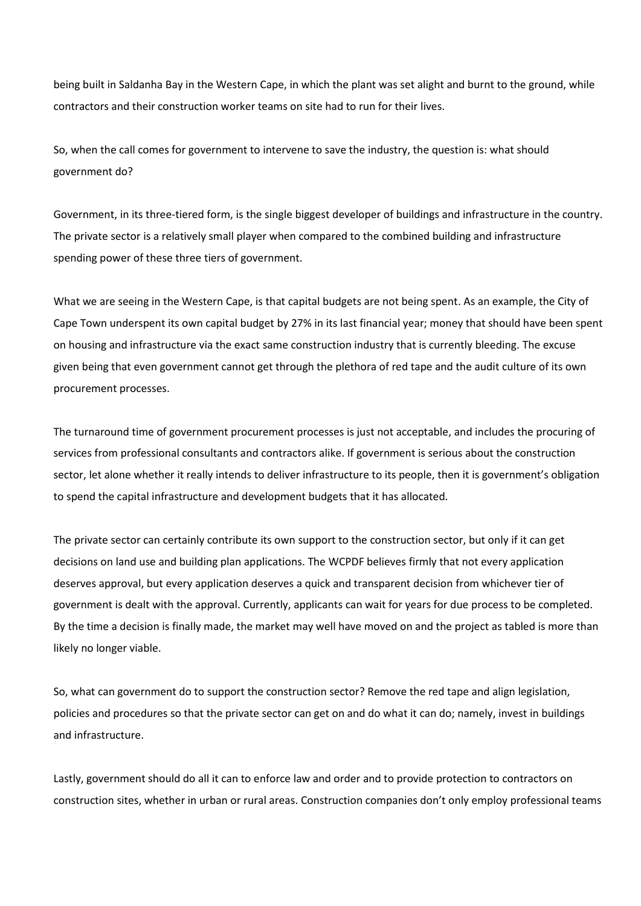being built in Saldanha Bay in the Western Cape, in which the plant was set alight and burnt to the ground, while contractors and their construction worker teams on site had to run for their lives.

So, when the call comes for government to intervene to save the industry, the question is: what should government do?

Government, in its three-tiered form, is the single biggest developer of buildings and infrastructure in the country. The private sector is a relatively small player when compared to the combined building and infrastructure spending power of these three tiers of government.

What we are seeing in the Western Cape, is that capital budgets are not being spent. As an example, the City of Cape Town underspent its own capital budget by 27% in its last financial year; money that should have been spent on housing and infrastructure via the exact same construction industry that is currently bleeding. The excuse given being that even government cannot get through the plethora of red tape and the audit culture of its own procurement processes.

The turnaround time of government procurement processes is just not acceptable, and includes the procuring of services from professional consultants and contractors alike. If government is serious about the construction sector, let alone whether it really intends to deliver infrastructure to its people, then it is government's obligation to spend the capital infrastructure and development budgets that it has allocated.

The private sector can certainly contribute its own support to the construction sector, but only if it can get decisions on land use and building plan applications. The WCPDF believes firmly that not every application deserves approval, but every application deserves a quick and transparent decision from whichever tier of government is dealt with the approval. Currently, applicants can wait for years for due process to be completed. By the time a decision is finally made, the market may well have moved on and the project as tabled is more than likely no longer viable.

So, what can government do to support the construction sector? Remove the red tape and align legislation, policies and procedures so that the private sector can get on and do what it can do; namely, invest in buildings and infrastructure.

Lastly, government should do all it can to enforce law and order and to provide protection to contractors on construction sites, whether in urban or rural areas. Construction companies don't only employ professional teams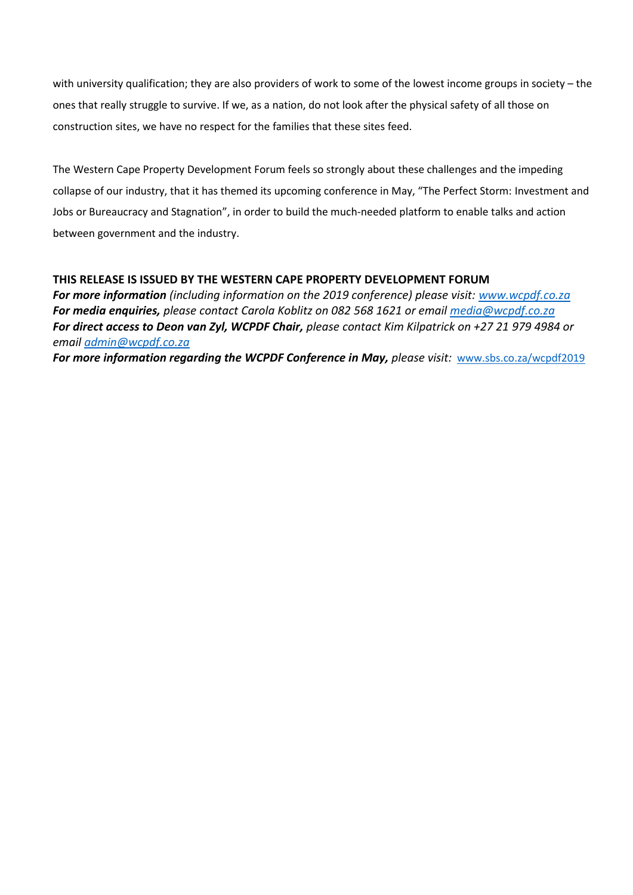with university qualification; they are also providers of work to some of the lowest income groups in society – the ones that really struggle to survive. If we, as a nation, do not look after the physical safety of all those on construction sites, we have no respect for the families that these sites feed.

The Western Cape Property Development Forum feels so strongly about these challenges and the impeding collapse of our industry, that it has themed its upcoming conference in May, "The Perfect Storm: Investment and Jobs or Bureaucracy and Stagnation", in order to build the much-needed platform to enable talks and action between government and the industry.

**THIS RELEASE IS ISSUED BY THE WESTERN CAPE PROPERTY DEVELOPMENT FORUM**
***For more information*** *(including information on the 2019 conference) please visit: [www.wcpdf.co.za](www.wcpdf.co.za)*
***For media enquiries,*** *please contact Carola Koblitz on 082 568 1621 or email [media@wcpdf.co.za](mailto:media@wcpdf.co.za)*
***For direct access to Deon van Zyl, WCPDF Chair,*** *please contact Kim Kilpatrick on +27 21 979 4984 or email [admin@wcpdf.co.za](mailto:admin@wcpdf.co.za)*
***For more information regarding the WCPDF Conference in May,*** *please visit:* [www.sbs.co.za/wcpdf2019](www.sbs.co.za/wcpdf2019)